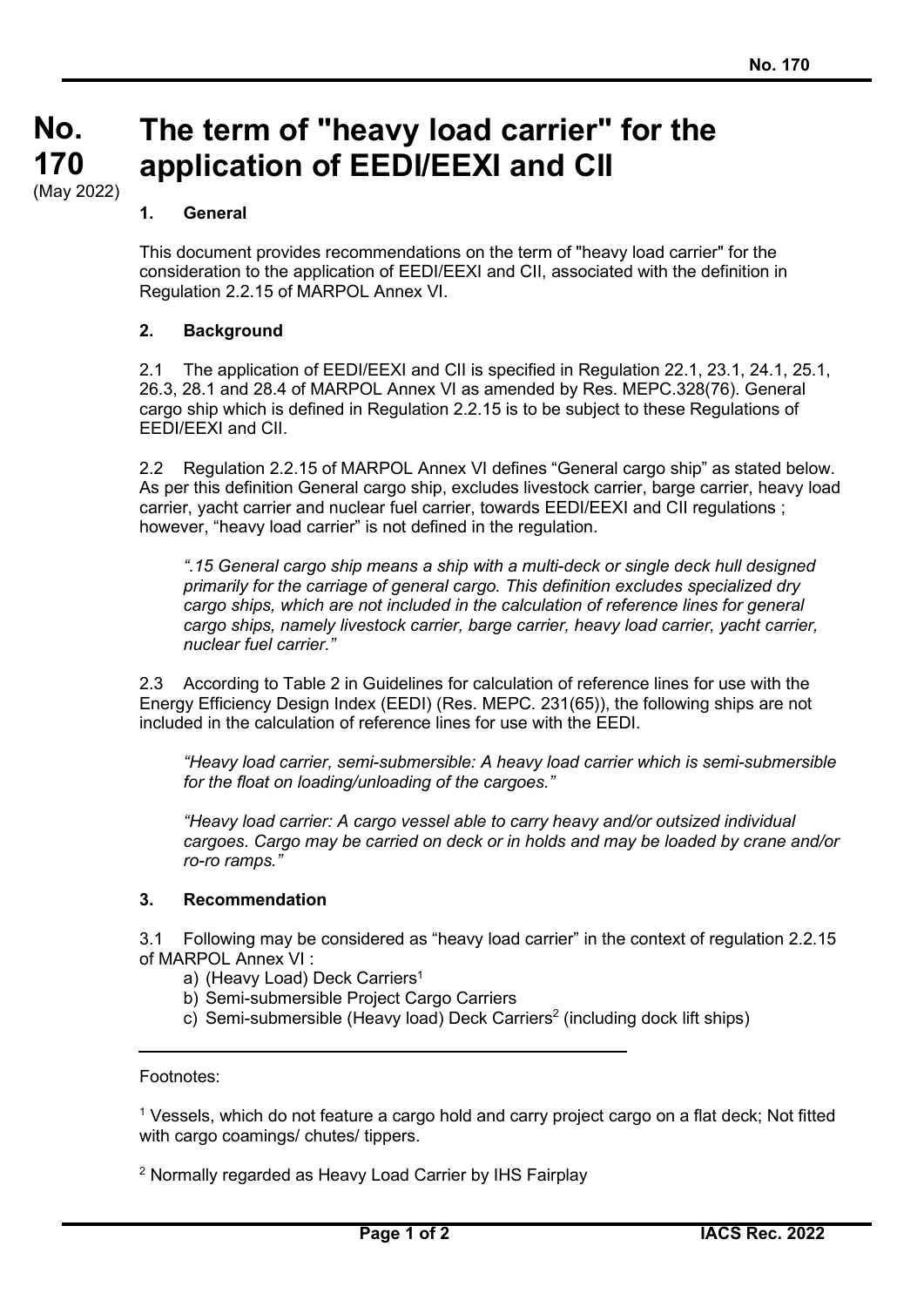# No. 170 (May 2022)

# The term of "heavy load carrier" for the application of EEDI/EEXI and CII

## 1. General

This document provides recommendations on the term of "heavy load carrier" for the consideration to the application of EEDI/EEXI and CII, associated with the definition in Regulation 2.2.15 of MARPOL Annex VI.

## 2. Background

2.1 The application of EEDI/EEXI and CII is specified in Regulation 22.1, 23.1, 24.1, 25.1, 26.3, 28.1 and 28.4 of MARPOL Annex VI as amended by Res. MEPC.328(76). General cargo ship which is defined in Regulation 2.2.15 is to be subject to these Regulations of EEDI/EEXI and CII.

2.2 Regulation 2.2.15 of MARPOL Annex VI defines "General cargo ship" as stated below. As per this definition General cargo ship, excludes livestock carrier, barge carrier, heavy load carrier, yacht carrier and nuclear fuel carrier, towards EEDI/EEXI and CII regulations ; however, "heavy load carrier" is not defined in the regulation.

> *".15 General cargo ship means a ship with a multi-deck or single deck hull designed primarily for the carriage of general cargo. This definition excludes specialized dry cargo ships, which are not included in the calculation of reference lines for general cargo ships, namely livestock carrier, barge carrier, heavy load carrier, yacht carrier, nuclear fuel carrier."*

2.3 According to Table 2 in Guidelines for calculation of reference lines for use with the Energy Efficiency Design Index (EEDI) (Res. MEPC. 231(65)), the following ships are not included in the calculation of reference lines for use with the EEDI.

> *"Heavy load carrier, semi-submersible: A heavy load carrier which is semi-submersible for the float on loading/unloading of the cargoes."*

> *"Heavy load carrier: A cargo vessel able to carry heavy and/or outsized individual cargoes. Cargo may be carried on deck or in holds and may be loaded by crane and/or ro-ro ramps."*

## 3. Recommendation

3.1 Following may be considered as "heavy load carrier" in the context of regulation 2.2.15 of MARPOL Annex VI :

a) (Heavy Load) Deck Carriers[1]
b) Semi-submersible Project Cargo Carriers
c) Semi-submersible (Heavy load) Deck Carriers[2] (including dock lift ships)

---

Footnotes:

[1] Vessels, which do not feature a cargo hold and carry project cargo on a flat deck; Not fitted with cargo coamings/ chutes/ tippers.

[2] Normally regarded as Heavy Load Carrier by IHS Fairplay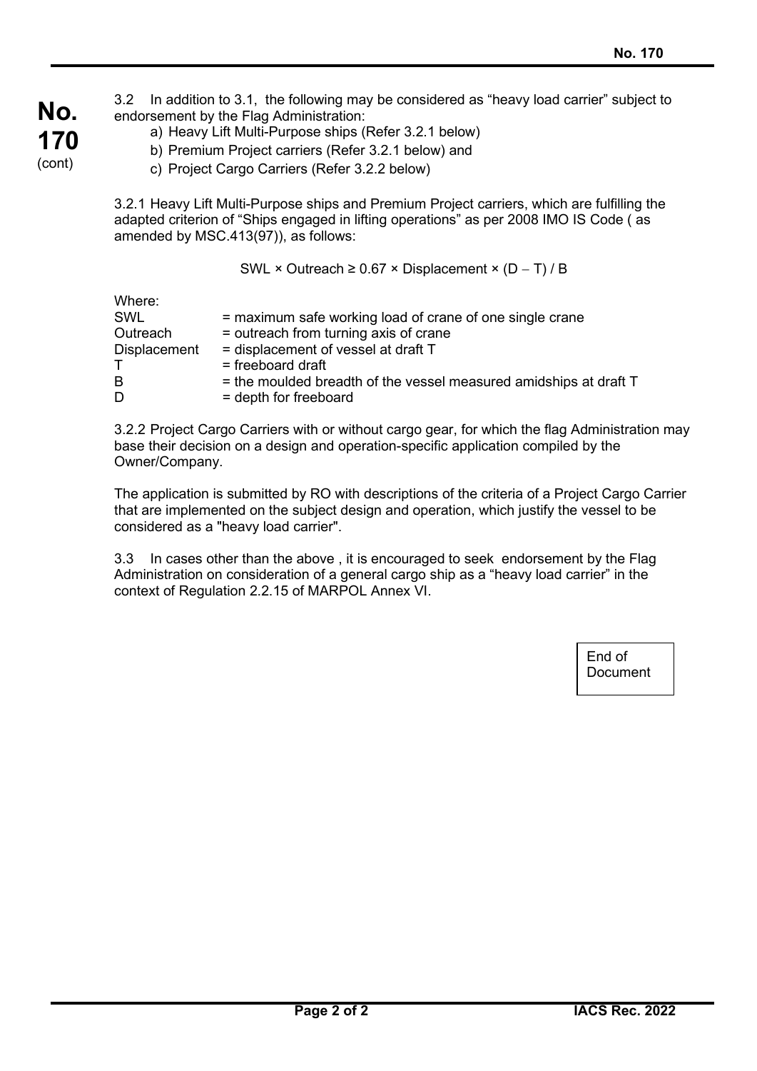3.2 In addition to 3.1, the following may be considered as "heavy load carrier" subject to endorsement by the Flag Administration:

a) Heavy Lift Multi-Purpose ships (Refer 3.2.1 below)
b) Premium Project carriers (Refer 3.2.1 below) and
c) Project Cargo Carriers (Refer 3.2.2 below)

3.2.1 Heavy Lift Multi-Purpose ships and Premium Project carriers, which are fulfilling the adapted criterion of "Ships engaged in lifting operations" as per 2008 IMO IS Code ( as amended by MSC.413(97)), as follows:

$$SWL \times Outreach \geq 0.67 \times Displacement \times (D - T) / B$$

Where:

| | |
|---|---|
| SWL | = maximum safe working load of crane of one single crane |
| Outreach | = outreach from turning axis of crane |
| Displacement | = displacement of vessel at draft T |
| T | = freeboard draft |
| B | = the moulded breadth of the vessel measured amidships at draft T |
| D | = depth for freeboard |

3.2.2 Project Cargo Carriers with or without cargo gear, for which the flag Administration may base their decision on a design and operation-specific application compiled by the Owner/Company.

The application is submitted by RO with descriptions of the criteria of a Project Cargo Carrier that are implemented on the subject design and operation, which justify the vessel to be considered as a "heavy load carrier".

3.3 In cases other than the above , it is encouraged to seek endorsement by the Flag Administration on consideration of a general cargo ship as a "heavy load carrier" in the context of Regulation 2.2.15 of MARPOL Annex VI.

End of Document